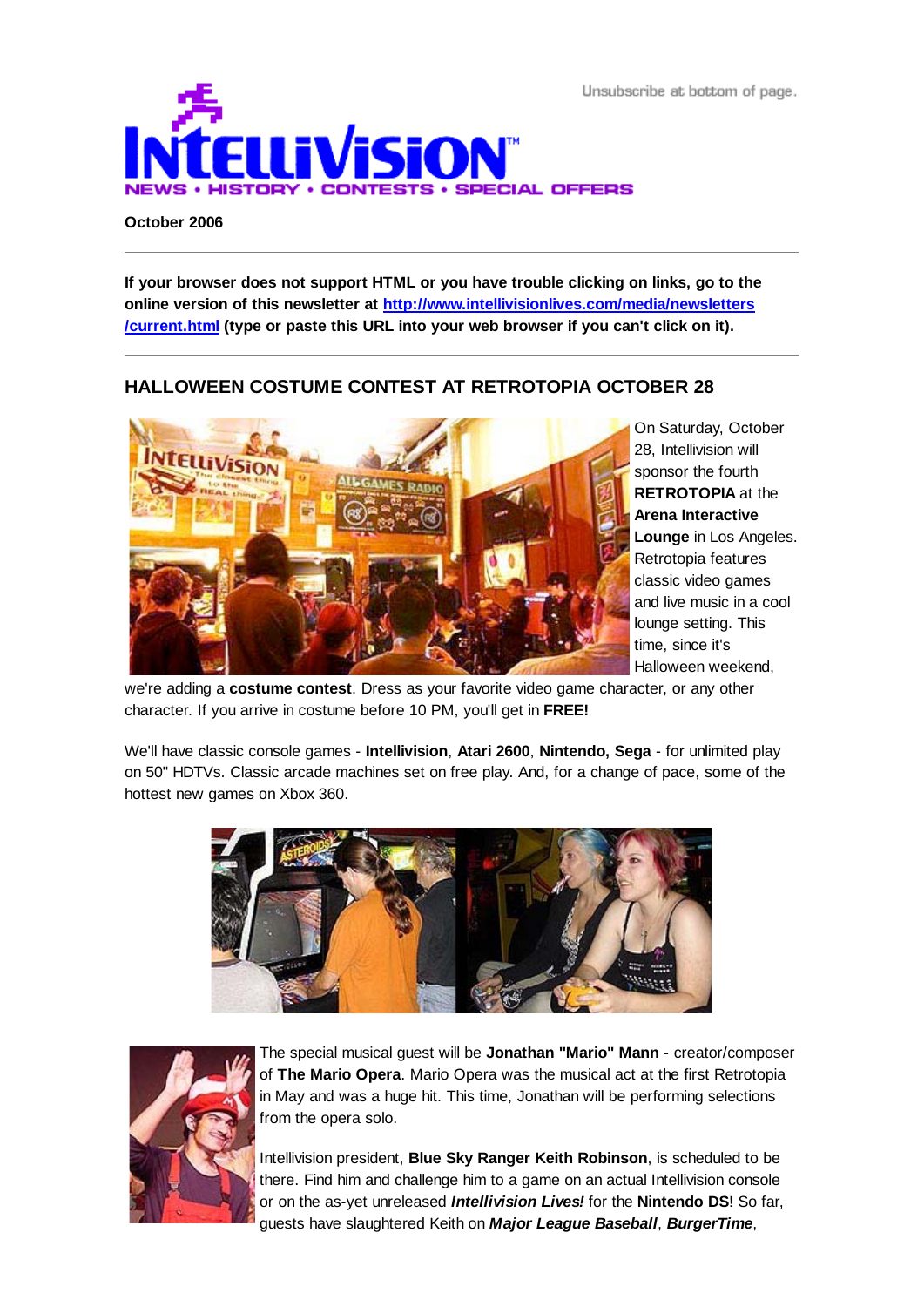Unsubscribe at bottom of page.

# INTELLIVISION

NEWS • HISTORY • CONTESTS • SPECIAL OFFERS

**October 2006**

---

**If your browser does not support HTML or you have trouble clicking on links, go to the online version of this newsletter at [http://www.intellivisionlives.com/media/newsletters/current.html](http://www.intellivisionlives.com/media/newsletters/current.html) (type or paste this URL into your web browser if you can't click on it).**

---

## HALLOWEEN COSTUME CONTEST AT RETROTOPIA OCTOBER 28

On Saturday, October 28, Intellivision will sponsor the fourth **RETROTOPIA** at the **Arena Interactive Lounge** in Los Angeles. Retrotopia features classic video games and live music in a cool lounge setting. This time, since it's Halloween weekend, we're adding a **costume contest**. Dress as your favorite video game character, or any other character. If you arrive in costume before 10 PM, you'll get in **FREE!**

We'll have classic console games - **Intellivision**, **Atari 2600**, **Nintendo, Sega** - for unlimited play on 50" HDTVs. Classic arcade machines set on free play. And, for a change of pace, some of the hottest new games on Xbox 360.

The special musical guest will be **Jonathan "Mario" Mann** - creator/composer of **The Mario Opera**. Mario Opera was the musical act at the first Retrotopia in May and was a huge hit. This time, Jonathan will be performing selections from the opera solo.

Intellivision president, **Blue Sky Ranger Keith Robinson**, is scheduled to be there. Find him and challenge him to a game on an actual Intellivision console or on the as-yet unreleased ***Intellivision Lives!*** for the **Nintendo DS**! So far, guests have slaughtered Keith on ***Major League Baseball***, ***BurgerTime***,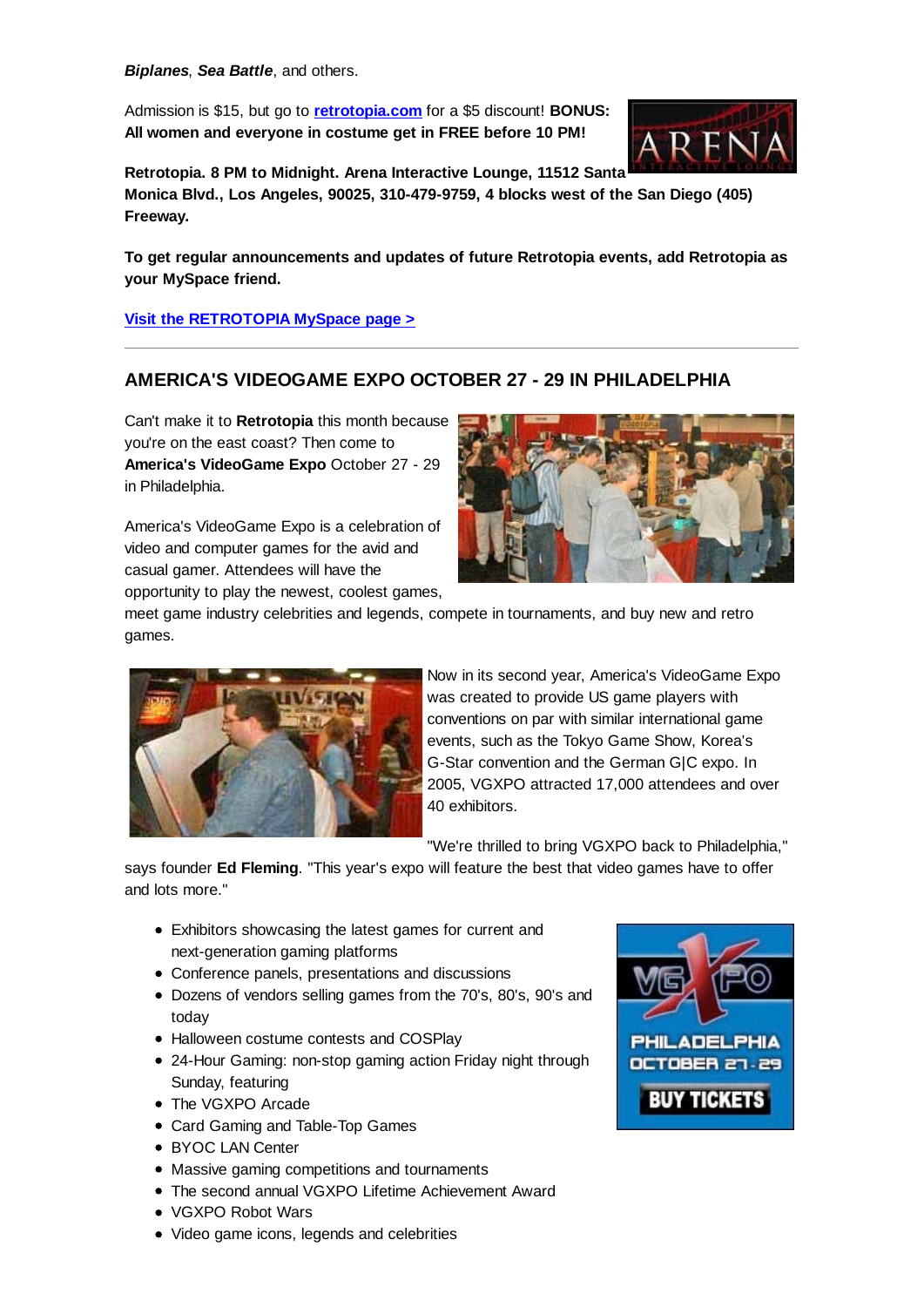***Biplanes***, ***Sea Battle***, and others.

Admission is $15, but go to **retrotopia.com** for a $5 discount! **BONUS: All women and everyone in costume get in FREE before 10 PM!**

**Retrotopia. 8 PM to Midnight. Arena Interactive Lounge, 11512 Santa Monica Blvd., Los Angeles, 90025, 310-479-9759, 4 blocks west of the San Diego (405) Freeway.**

**To get regular announcements and updates of future Retrotopia events, add Retrotopia as your MySpace friend.**

**Visit the RETROTOPIA MySpace page >**

---

## AMERICA'S VIDEOGAME EXPO OCTOBER 27 - 29 IN PHILADELPHIA

Can't make it to **Retrotopia** this month because you're on the east coast? Then come to **America's VideoGame Expo** October 27 - 29 in Philadelphia.

America's VideoGame Expo is a celebration of video and computer games for the avid and casual gamer. Attendees will have the opportunity to play the newest, coolest games, meet game industry celebrities and legends, compete in tournaments, and buy new and retro games.

Now in its second year, America's VideoGame Expo was created to provide US game players with conventions on par with similar international game events, such as the Tokyo Game Show, Korea's G-Star convention and the German G|C expo. In 2005, VGXPO attracted 17,000 attendees and over 40 exhibitors.

"We're thrilled to bring VGXPO back to Philadelphia," says founder **Ed Fleming**. "This year's expo will feature the best that video games have to offer and lots more."

- Exhibitors showcasing the latest games for current and next-generation gaming platforms
- Conference panels, presentations and discussions
- Dozens of vendors selling games from the 70's, 80's, 90's and today
- Halloween costume contests and COSPlay
- 24-Hour Gaming: non-stop gaming action Friday night through Sunday, featuring
- The VGXPO Arcade
- Card Gaming and Table-Top Games
- BYOC LAN Center
- Massive gaming competitions and tournaments
- The second annual VGXPO Lifetime Achievement Award
- VGXPO Robot Wars
- Video game icons, legends and celebrities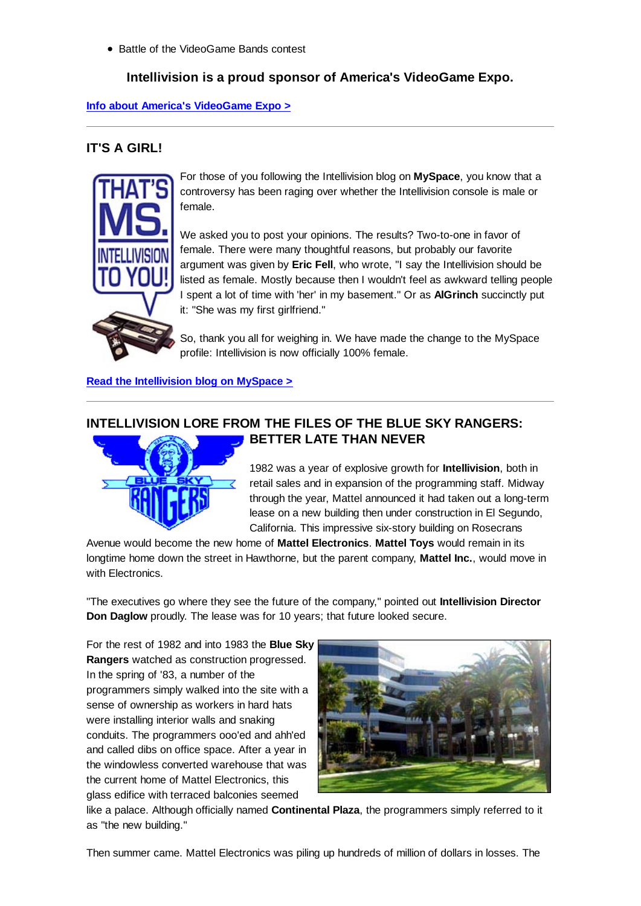- Battle of the VideoGame Bands contest

**Intellivision is a proud sponsor of America's VideoGame Expo.**

[Info about America's VideoGame Expo >]

---

## IT'S A GIRL!

For those of you following the Intellivision blog on **MySpace**, you know that a controversy has been raging over whether the Intellivision console is male or female.

We asked you to post your opinions. The results? Two-to-one in favor of female. There were many thoughtful reasons, but probably our favorite argument was given by **Eric Fell**, who wrote, "I say the Intellivision should be listed as female. Mostly because then I wouldn't feel as awkward telling people I spent a lot of time with 'her' in my basement." Or as **AlGrinch** succinctly put it: "She was my first girlfriend."

So, thank you all for weighing in. We have made the change to the MySpace profile: Intellivision is now officially 100% female.

[Read the Intellivision blog on MySpace >]

---

## INTELLIVISION LORE FROM THE FILES OF THE BLUE SKY RANGERS: BETTER LATE THAN NEVER

1982 was a year of explosive growth for **Intellivision**, both in retail sales and in expansion of the programming staff. Midway through the year, Mattel announced it had taken out a long-term lease on a new building then under construction in El Segundo, California. This impressive six-story building on Rosecrans Avenue would become the new home of **Mattel Electronics**. **Mattel Toys** would remain in its longtime home down the street in Hawthorne, but the parent company, **Mattel Inc.**, would move in with Electronics.

"The executives go where they see the future of the company," pointed out **Intellivision Director Don Daglow** proudly. The lease was for 10 years; that future looked secure.

For the rest of 1982 and into 1983 the **Blue Sky Rangers** watched as construction progressed. In the spring of '83, a number of the programmers simply walked into the site with a sense of ownership as workers in hard hats were installing interior walls and snaking conduits. The programmers ooo'ed and ahh'ed and called dibs on office space. After a year in the windowless converted warehouse that was the current home of Mattel Electronics, this glass edifice with terraced balconies seemed like a palace. Although officially named **Continental Plaza**, the programmers simply referred to it as "the new building."

Then summer came. Mattel Electronics was piling up hundreds of million of dollars in losses. The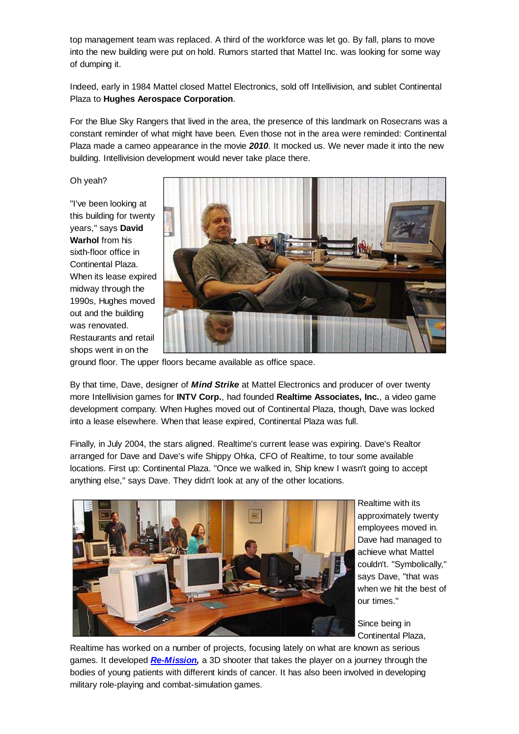top management team was replaced. A third of the workforce was let go. By fall, plans to move into the new building were put on hold. Rumors started that Mattel Inc. was looking for some way of dumping it.

Indeed, early in 1984 Mattel closed Mattel Electronics, sold off Intellivision, and sublet Continental Plaza to **Hughes Aerospace Corporation**.

For the Blue Sky Rangers that lived in the area, the presence of this landmark on Rosecrans was a constant reminder of what might have been. Even those not in the area were reminded: Continental Plaza made a cameo appearance in the movie ***2010***. It mocked us. We never made it into the new building. Intellivision development would never take place there.

Oh yeah?

"I've been looking at this building for twenty years," says **David Warhol** from his sixth-floor office in Continental Plaza. When its lease expired midway through the 1990s, Hughes moved out and the building was renovated. Restaurants and retail shops went in on the ground floor. The upper floors became available as office space.

By that time, Dave, designer of ***Mind Strike*** at Mattel Electronics and producer of over twenty more Intellivision games for **INTV Corp.**, had founded **Realtime Associates, Inc.**, a video game development company. When Hughes moved out of Continental Plaza, though, Dave was locked into a lease elsewhere. When that lease expired, Continental Plaza was full.

Finally, in July 2004, the stars aligned. Realtime's current lease was expiring. Dave's Realtor arranged for Dave and Dave's wife Shippy Ohka, CFO of Realtime, to tour some available locations. First up: Continental Plaza. "Once we walked in, Ship knew I wasn't going to accept anything else," says Dave. They didn't look at any of the other locations.

Realtime with its approximately twenty employees moved in. Dave had managed to achieve what Mattel couldn't. "Symbolically," says Dave, "that was when we hit the best of our times."

Since being in Continental Plaza, Realtime has worked on a number of projects, focusing lately on what are known as serious games. It developed ***Re-Mission,*** a 3D shooter that takes the player on a journey through the bodies of young patients with different kinds of cancer. It has also been involved in developing military role-playing and combat-simulation games.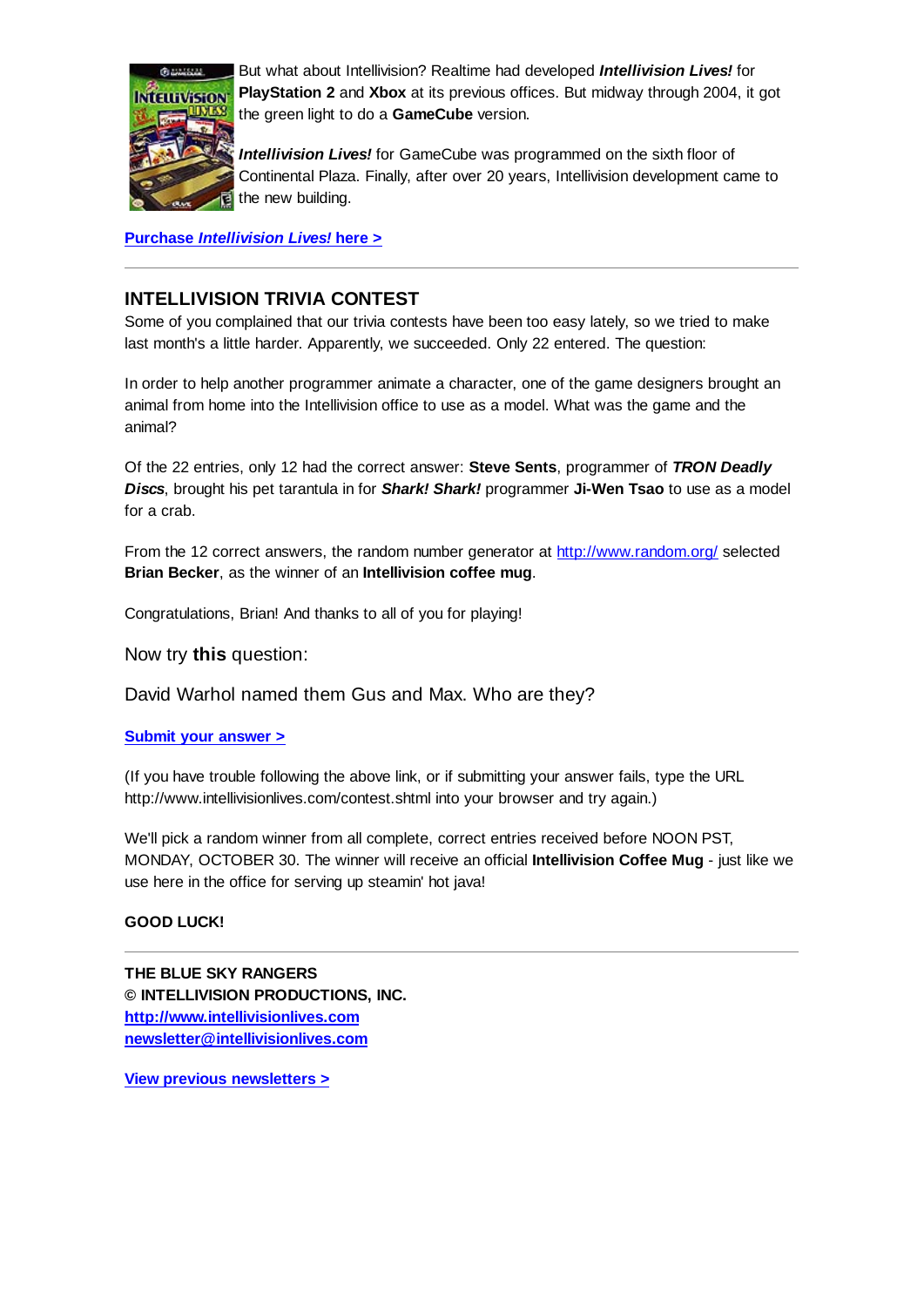But what about Intellivision? Realtime had developed ***Intellivision Lives!*** for **PlayStation 2** and **Xbox** at its previous offices. But midway through 2004, it got the green light to do a **GameCube** version.

***Intellivision Lives!*** for GameCube was programmed on the sixth floor of Continental Plaza. Finally, after over 20 years, Intellivision development came to the new building.

**[Purchase *Intellivision Lives!* here >]**

---

## INTELLIVISION TRIVIA CONTEST

Some of you complained that our trivia contests have been too easy lately, so we tried to make last month's a little harder. Apparently, we succeeded. Only 22 entered. The question:

In order to help another programmer animate a character, one of the game designers brought an animal from home into the Intellivision office to use as a model. What was the game and the animal?

Of the 22 entries, only 12 had the correct answer: **Steve Sents**, programmer of ***TRON Deadly Discs***, brought his pet tarantula in for ***Shark! Shark!*** programmer **Ji-Wen Tsao** to use as a model for a crab.

From the 12 correct answers, the random number generator at http://www.random.org/ selected **Brian Becker**, as the winner of an **Intellivision coffee mug**.

Congratulations, Brian! And thanks to all of you for playing!

Now try **this** question:

David Warhol named them Gus and Max. Who are they?

**[Submit your answer >]**

(If you have trouble following the above link, or if submitting your answer fails, type the URL http://www.intellivisionlives.com/contest.shtml into your browser and try again.)

We'll pick a random winner from all complete, correct entries received before NOON PST, MONDAY, OCTOBER 30. The winner will receive an official **Intellivision Coffee Mug** - just like we use here in the office for serving up steamin' hot java!

**GOOD LUCK!**

---

**THE BLUE SKY RANGERS**
**© INTELLIVISION PRODUCTIONS, INC.**
**http://www.intellivisionlives.com**
**newsletter@intellivisionlives.com**

**[View previous newsletters >]**